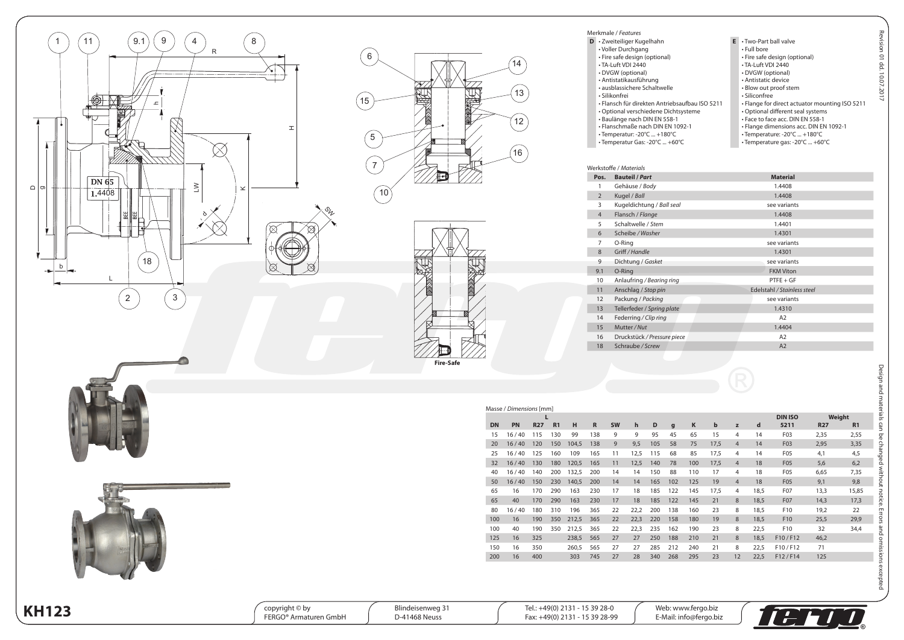# KH123

## Merkmale / *Features*

**D**
- Zweiteiliger Kugelhahn
- Voller Durchgang
- Fire safe design (optional)
- TA-Luft VDI 2440
- DVGW (optional)
- Antistatikausführung
- ausblassichere Schaltwelle
- Silikonfrei
- Flansch für direkten Antriebsaufbau ISO 5211
- Optional verschiedene Dichtsysteme
- Baulänge nach DIN EN 558-1
- Flanschmaße nach DIN EN 1092-1
- Temperatur: -20°C ... +180°C
- Temperatur Gas: -20°C ... +60°C

**E**
- Two-Part ball valve
- Full bore
- Fire safe design (optional)
- TA-Luft VDI 2440
- DVGW (optional)
- Antistatic device
- Blow out proof stem
- Siliconfree
- Flange for direct actuator mounting ISO 5211
- Optional different seal systems
- Face to face acc. DIN EN 558-1
- Flange dimensions acc. DIN EN 1092-1
- Temperature: -20°C ... +180°C
- Temperature gas: -20°C ... +60°C

## Werkstoffe / *Materials*

| Pos. | Bauteil / *Part* | Material |
|---|---|---|
| 1 | Gehäuse / *Body* | 1.4408 |
| 2 | Kugel / *Ball* | 1.4408 |
| 3 | Kugeldichtung / *Ball seal* | see variants |
| 4 | Flansch / *Flange* | 1.4408 |
| 5 | Schaltwelle / *Stem* | 1.4401 |
| 6 | Scheibe / *Washer* | 1.4301 |
| 7 | O-Ring | see variants |
| 8 | Griff / *Handle* | 1.4301 |
| 9 | Dichtung / *Gasket* | see variants |
| 9.1 | O-Ring | FKM Viton |
| 10 | Anlaufring / *Bearing ring* | PTFE + GF |
| 11 | Anschlag / *Stop pin* | Edelstahl / *Stainless steel* |
| 12 | Packung / *Packing* | see variants |
| 13 | Tellerfeder / *Spring plate* | 1.4310 |
| 14 | Federring / *Clip ring* | A2 |
| 15 | Mutter / *Nut* | 1.4404 |
| 16 | Druckstück / *Pressure piece* | A2 |
| 18 | Schraube / *Screw* | A2 |

Fire-Safe

## Masse / *Dimensions* [mm]

| DN | PN | L R27 | L R1 | H | R | SW | h | D | g | K | b | z | d | DIN ISO 5211 | Weight R27 | Weight R1 |
|---|---|---|---|---|---|---|---|---|---|---|---|---|---|---|---|---|
| 15 | 16 / 40 | 115 | 130 | 99 | 138 | 9 | 9 | 95 | 45 | 65 | 15 | 4 | 14 | F03 | 2,35 | 2,55 |
| 20 | 16 / 40 | 120 | 150 | 104,5 | 138 | 9 | 9,5 | 105 | 58 | 75 | 17,5 | 4 | 14 | F03 | 2,95 | 3,35 |
| 25 | 16 / 40 | 125 | 160 | 109 | 165 | 11 | 12,5 | 115 | 68 | 85 | 17,5 | 4 | 14 | F05 | 4,1 | 4,5 |
| 32 | 16 / 40 | 130 | 180 | 120,5 | 165 | 11 | 12,5 | 140 | 78 | 100 | 17,5 | 4 | 18 | F05 | 5,6 | 6,2 |
| 40 | 16 / 40 | 140 | 200 | 132,5 | 200 | 14 | 14 | 150 | 88 | 110 | 17 | 4 | 18 | F05 | 6,65 | 7,35 |
| 50 | 16 / 40 | 150 | 230 | 140,5 | 200 | 14 | 14 | 165 | 102 | 125 | 19 | 4 | 18 | F05 | 9,1 | 9,8 |
| 65 | 16 | 170 | 290 | 163 | 230 | 17 | 18 | 185 | 122 | 145 | 17,5 | 4 | 18,5 | F07 | 13,3 | 15,85 |
| 65 | 40 | 170 | 290 | 163 | 230 | 17 | 18 | 185 | 122 | 145 | 21 | 8 | 18,5 | F07 | 14,3 | 17,3 |
| 80 | 16 / 40 | 180 | 310 | 196 | 365 | 22 | 22,2 | 200 | 138 | 160 | 23 | 8 | 18,5 | F10 | 19,2 | 22 |
| 100 | 16 | 190 | 350 | 212,5 | 365 | 22 | 22,3 | 220 | 158 | 180 | 19 | 8 | 18,5 | F10 | 25,5 | 29,9 |
| 100 | 40 | 190 | 350 | 212,5 | 365 | 22 | 22,3 | 235 | 162 | 190 | 23 | 8 | 22,5 | F10 | 32 | 34,4 |
| 125 | 16 | 325 | | 238,5 | 565 | 27 | 27 | 250 | 188 | 210 | 21 | 8 | 18,5 | F10 / F12 | 46,2 | |
| 150 | 16 | 350 | | 260,5 | 565 | 27 | 27 | 285 | 212 | 240 | 21 | 8 | 22,5 | F10 / F12 | 71 | |
| 200 | 16 | 400 | | 303 | 745 | 27 | 28 | 340 | 268 | 295 | 23 | 12 | 22,5 | F12 / F14 | 125 | |

Revision 01 dd. 10.07.2017

Design and materials can be changed without notice. Errors and omissions excepted

copyright © by FERGO® Armaturen GmbH | Blindeisenweg 31, D-41468 Neuss | Tel.: +49(0) 2131 - 15 39 28-0, Fax: +49(0) 2131 - 15 39 28-99 | Web: www.fergo.biz, E-Mail: info@fergo.biz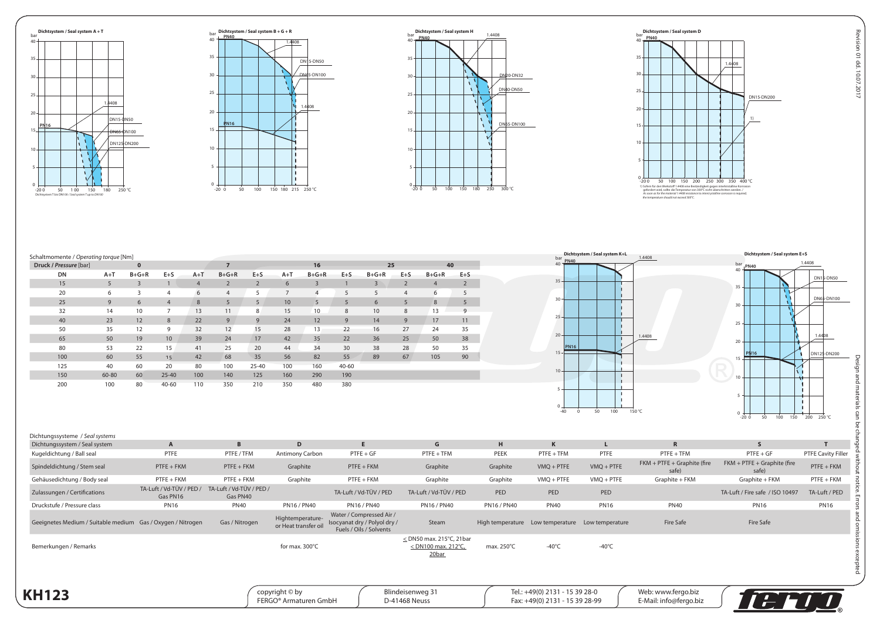Dichtsystem / Seal system A + T

bar
40
35
30
25
20
15
10
5
0
-20 0 50 1 00 150 180 250 °C
PN16
1.4408
DN15-DN50
DN65-DN100
DN125-DN200
Dichtsystem T bis DN100 / Seal system T up to DN100

Dichtsystem / Seal system B + G + R

bar
PN40
40
35
30
25
20
15
10
5
0
-20 0 50 100 150 180 215 250 °C
PN16
1.4408
DN15-DN50
DN65-DN100
1.4408

Dichtsystem / Seal system H

bar
PN40
40
35
30
25
20
15
10
5
0
-20 0 50 100 150 180 250 300 °C
1.4408
DN20-DN32
DN40-DN50
DN65-DN100

Dichtsystem / Seal system D

bar
PN40
40
35
30
25
20
15
10
5
0
-20 0 50 100 150 200 250 300 350 400 °C
1.4408
DN15-DN200
1)

1) Sofern für den Werkstoff 1.4408 eine Beständigkeit gegen interkristalline Korrosion gefordert wird, sollte die Temperatur von 300°C nicht überschritten werden. / As soon as for the material 1.4408 resistance to intercrystalline corrosion is required, the temperature should not exceed 300°C.

Schaltmomente / *Operating torque* [Nm]

| Druck / *Pressure* [bar] | 0 | | | 7 | | | 16 | | | 25 | | 40 | |
|---|---|---|---|---|---|---|---|---|---|---|---|---|---|
| DN | A+T | B+G+R | E+S | A+T | B+G+R | E+S | A+T | B+G+R | E+S | B+G+R | E+S | B+G+R | E+S |
| 15 | 5 | 3 | 1 | 4 | 2 | 2 | 6 | 3 | 1 | 3 | 2 | 4 | 2 |
| 20 | 6 | 3 | 4 | 6 | 4 | 5 | 7 | 4 | 5 | 5 | 4 | 6 | 5 |
| 25 | 9 | 6 | 4 | 8 | 5 | 5 | 10 | 5 | 5 | 6 | 5 | 8 | 5 |
| 32 | 14 | 10 | 7 | 13 | 11 | 8 | 15 | 10 | 8 | 10 | 8 | 13 | 9 |
| 40 | 23 | 12 | 8 | 22 | 9 | 9 | 24 | 12 | 9 | 14 | 9 | 17 | 11 |
| 50 | 35 | 12 | 9 | 32 | 12 | 15 | 28 | 13 | 22 | 16 | 27 | 24 | 35 |
| 65 | 50 | 19 | 10 | 39 | 24 | 17 | 42 | 35 | 22 | 36 | 25 | 50 | 38 |
| 80 | 53 | 22 | 15 | 41 | 25 | 20 | 44 | 34 | 30 | 38 | 28 | 50 | 35 |
| 100 | 60 | 55 | 15 | 42 | 68 | 35 | 56 | 82 | 55 | 89 | 67 | 105 | 90 |
| 125 | 40 | 60 | 20 | 80 | 100 | 25-40 | 100 | 160 | 40-60 | | | | |
| 150 | 60-80 | 60 | 25-40 | 100 | 140 | 125 | 160 | 290 | 190 | | | | |
| 200 | 100 | 80 | 40-60 | 110 | 350 | 210 | 350 | 480 | 380 | | | | |

Dichtsystem / Seal system K+L

bar
PN40
40
35
30
25
20
15
10
5
0
-40 0 50 100 150 °C
PN16
1.4408
1.4408

Dichtsystem / Seal system E+S

bar
PN40
40
35
30
25
20
15
10
5
0
-20 0 50 100 150 200 250 °C
PN16
1.4408
DN15-DN50
DN65-DN100
1.4408
DN125-DN200

Dichtungssysteme / *Seal systems*

| Dichtungssystem / Seal system | A | B | D | E | G | H | K | L | R | S | T |
|---|---|---|---|---|---|---|---|---|---|---|---|
| Kugeldichtung / Ball seal | PTFE | PTFE / TFM | Antimony Carbon | PTFE + GF | PTFE + TFM | PEEK | PTFE + TFM | PTFE | PTFE + TFM | PTFE + GF | PTFE Cavity Filler |
| Spindeldichtung / Stem seal | PTFE + FKM | PTFE + FKM | Graphite | PTFE + FKM | Graphite | Graphite | VMQ + PTFE | VMQ + PTFE | FKM + PTFE + Graphite (fire safe) | FKM + PTFE + Graphite (fire safe) | PTFE + FKM |
| Gehäusedichtung / Body seal | PTFE + FKM | PTFE + FKM | Graphite | PTFE + FKM | Graphite | Graphite | VMQ + PTFE | VMQ + PTFE | Graphite + FKM | Graphite + FKM | PTFE + FKM |
| Zulassungen / Certifications | TA-Luft / Vd-TÜV / PED / Gas PN16 | TA-Luft / Vd-TÜV / PED / Gas PN40 | | TA-Luft / Vd-TÜV / PED | TA-Luft / Vd-TÜV / PED | PED | PED | PED | | TA-Luft / Fire safe / ISO 10497 | TA-Luft / PED |
| Druckstufe / Pressure class | PN16 | PN40 | PN16 / PN40 | PN16 / PN40 | PN16 / PN40 | PN16 / PN40 | PN40 | PN16 | PN40 | PN16 | PN16 |
| Geeignetes Medium / Suitable medium | Gas / Oxygen / Nitrogen | Gas / Nitrogen | Hightemperature- or Heat transfer oil | Water / Compressed Air / Isocyanat dry / Polyol dry / Fuels / Oils / Solvents | Steam | High temperature | Low temperature | Low temperature | Fire Safe | Fire Safe | |
| Bemerkungen / Remarks | | | for max. 300°C | | ≤ DN50 max. 215°C, 21bar ≤ DN100 max. 212°C, 20bar | max. 250°C | -40°C | -40°C | | | |

Design and materials can be changed without notice. Errors and omissions excepted

Revision 01 dd. 10.07.2017

**KH123**

copyright © by FERGO® Armaturen GmbH | Blindeisenweg 31 D-41468 Neuss | Tel.: +49(0) 2131 - 15 39 28-0 Fax: +49(0) 2131 - 15 39 28-99 | Web: www.fergo.biz E-Mail: info@fergo.biz